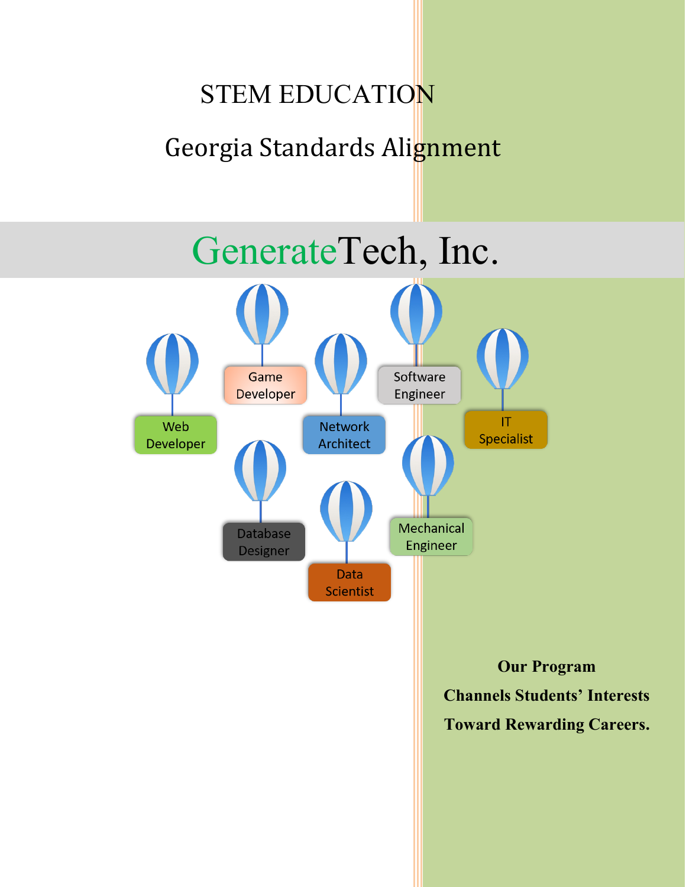# STEM EDUCATION

## Georgia Standards Alignment

# GenerateTech, Inc.

Game Developer

Software Engineer

Web Developer

Network Architect

IT Specialist

Database Designer

Mechanical Engineer

Data Scientist

**Our Program**

**Channels Students' Interests**

**Toward Rewarding Careers.**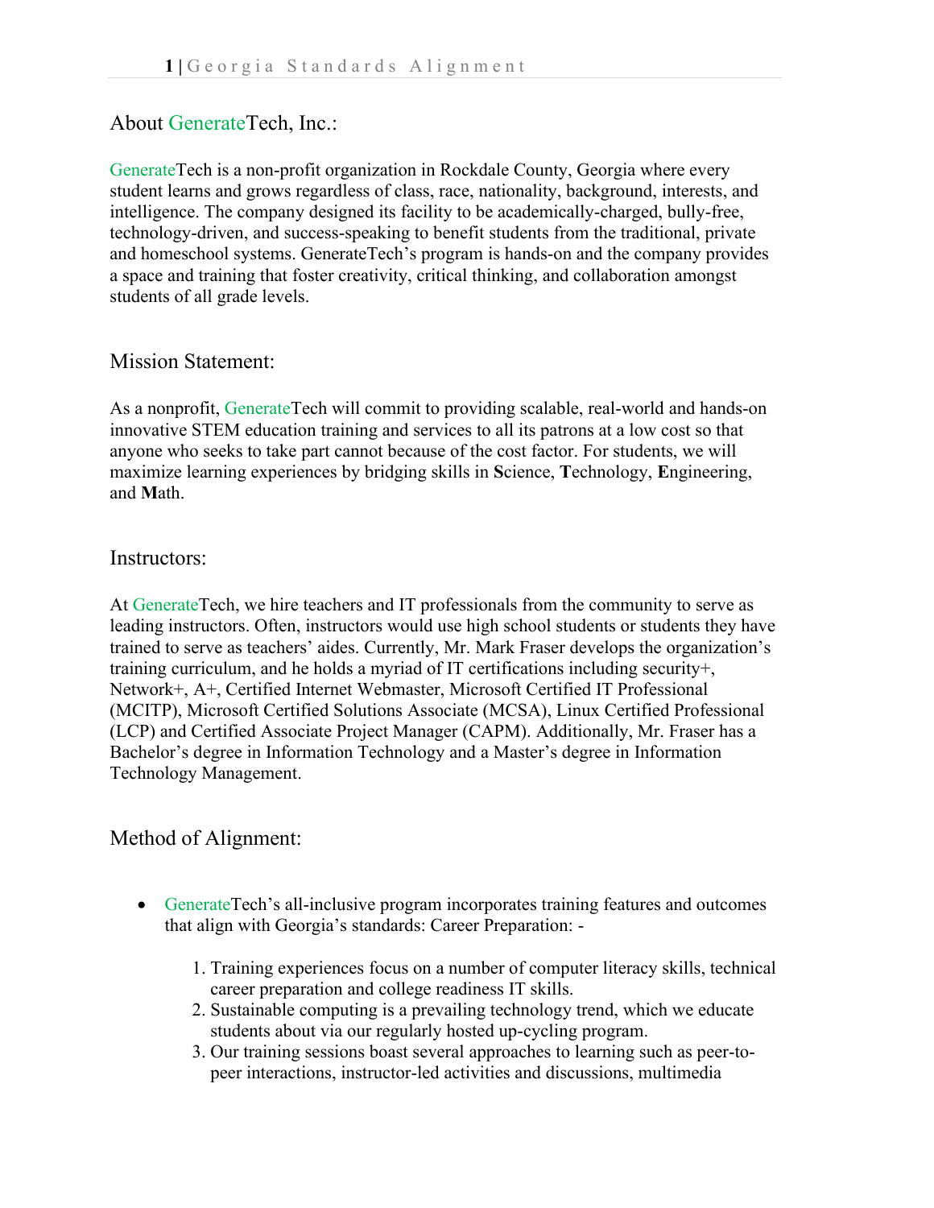## About GenerateTech, Inc.:

GenerateTech is a non-profit organization in Rockdale County, Georgia where every student learns and grows regardless of class, race, nationality, background, interests, and intelligence. The company designed its facility to be academically-charged, bully-free, technology-driven, and success-speaking to benefit students from the traditional, private and homeschool systems. GenerateTech's program is hands-on and the company provides a space and training that foster creativity, critical thinking, and collaboration amongst students of all grade levels.

## Mission Statement:

As a nonprofit, GenerateTech will commit to providing scalable, real-world and hands-on innovative STEM education training and services to all its patrons at a low cost so that anyone who seeks to take part cannot because of the cost factor. For students, we will maximize learning experiences by bridging skills in **S**cience, **T**echnology, **E**ngineering, and **M**ath.

## Instructors:

At GenerateTech, we hire teachers and IT professionals from the community to serve as leading instructors. Often, instructors would use high school students or students they have trained to serve as teachers' aides. Currently, Mr. Mark Fraser develops the organization's training curriculum, and he holds a myriad of IT certifications including security+, Network+, A+, Certified Internet Webmaster, Microsoft Certified IT Professional (MCITP), Microsoft Certified Solutions Associate (MCSA), Linux Certified Professional (LCP) and Certified Associate Project Manager (CAPM). Additionally, Mr. Fraser has a Bachelor's degree in Information Technology and a Master's degree in Information Technology Management.

## Method of Alignment:

- GenerateTech's all-inclusive program incorporates training features and outcomes that align with Georgia's standards: Career Preparation: -

  1. Training experiences focus on a number of computer literacy skills, technical career preparation and college readiness IT skills.
  2. Sustainable computing is a prevailing technology trend, which we educate students about via our regularly hosted up-cycling program.
  3. Our training sessions boast several approaches to learning such as peer-to-peer interactions, instructor-led activities and discussions, multimedia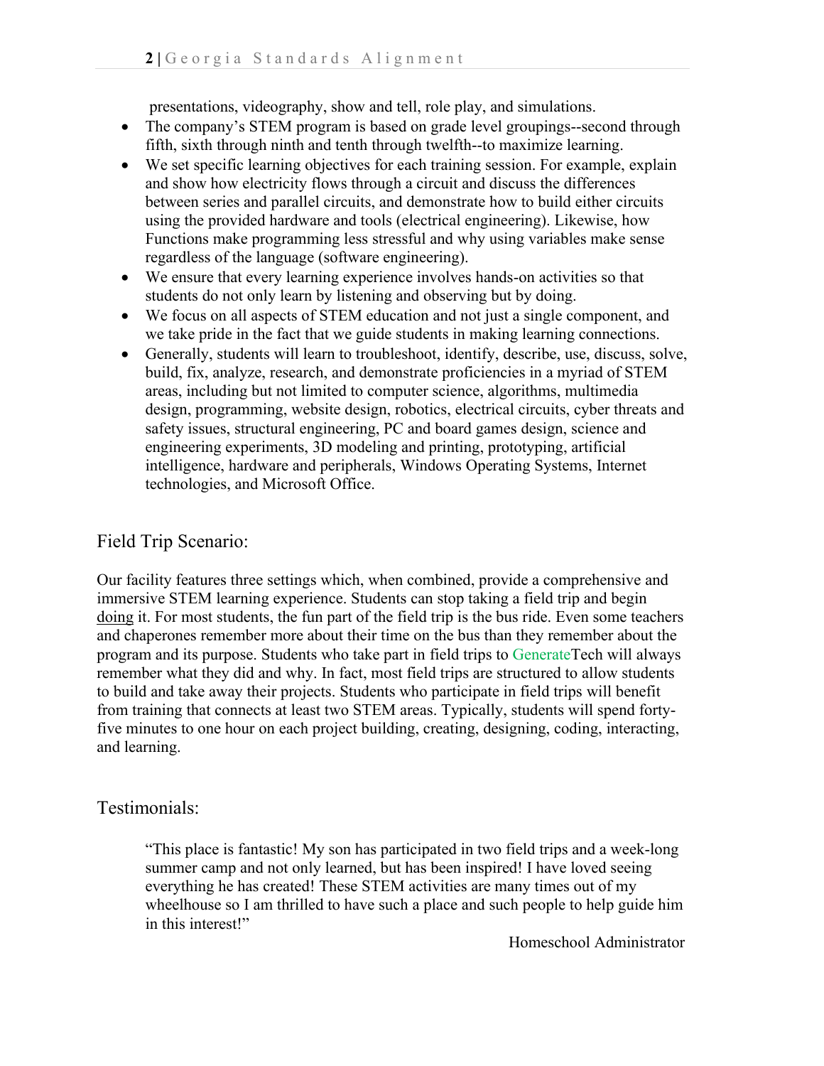presentations, videography, show and tell, role play, and simulations.

- The company's STEM program is based on grade level groupings--second through fifth, sixth through ninth and tenth through twelfth--to maximize learning.
- We set specific learning objectives for each training session. For example, explain and show how electricity flows through a circuit and discuss the differences between series and parallel circuits, and demonstrate how to build either circuits using the provided hardware and tools (electrical engineering). Likewise, how Functions make programming less stressful and why using variables make sense regardless of the language (software engineering).
- We ensure that every learning experience involves hands-on activities so that students do not only learn by listening and observing but by doing.
- We focus on all aspects of STEM education and not just a single component, and we take pride in the fact that we guide students in making learning connections.
- Generally, students will learn to troubleshoot, identify, describe, use, discuss, solve, build, fix, analyze, research, and demonstrate proficiencies in a myriad of STEM areas, including but not limited to computer science, algorithms, multimedia design, programming, website design, robotics, electrical circuits, cyber threats and safety issues, structural engineering, PC and board games design, science and engineering experiments, 3D modeling and printing, prototyping, artificial intelligence, hardware and peripherals, Windows Operating Systems, Internet technologies, and Microsoft Office.

## Field Trip Scenario:

Our facility features three settings which, when combined, provide a comprehensive and immersive STEM learning experience. Students can stop taking a field trip and begin <u>doing</u> it. For most students, the fun part of the field trip is the bus ride. Even some teachers and chaperones remember more about their time on the bus than they remember about the program and its purpose. Students who take part in field trips to GenerateTech will always remember what they did and why. In fact, most field trips are structured to allow students to build and take away their projects. Students who participate in field trips will benefit from training that connects at least two STEM areas. Typically, students will spend forty-five minutes to one hour on each project building, creating, designing, coding, interacting, and learning.

## Testimonials:

> "This place is fantastic! My son has participated in two field trips and a week-long summer camp and not only learned, but has been inspired! I have loved seeing everything he has created! These STEM activities are many times out of my wheelhouse so I am thrilled to have such a place and such people to help guide him in this interest!"
>
> Homeschool Administrator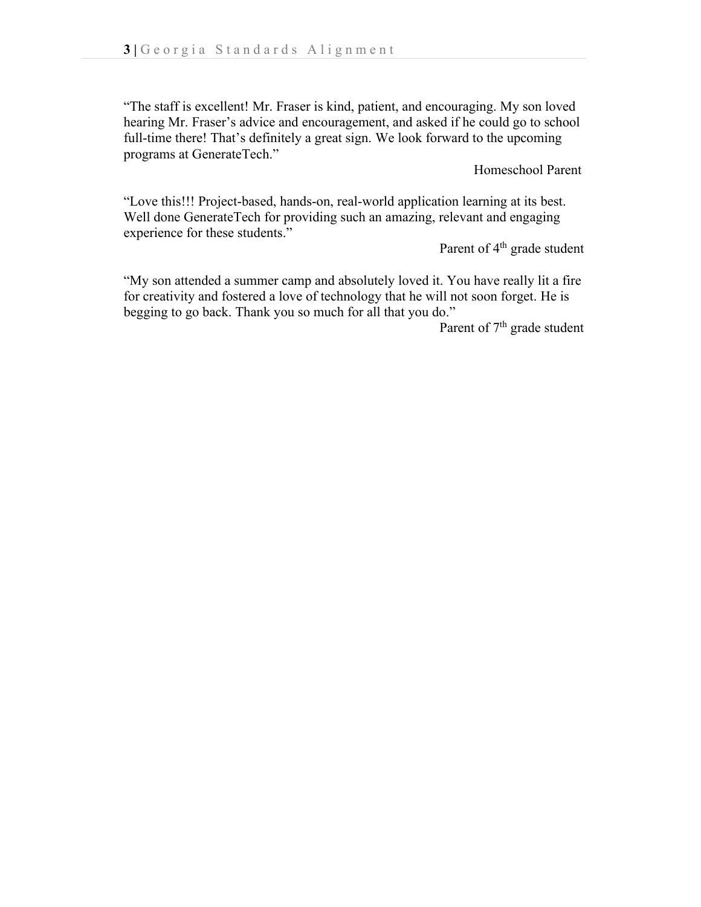"The staff is excellent! Mr. Fraser is kind, patient, and encouraging. My son loved hearing Mr. Fraser's advice and encouragement, and asked if he could go to school full-time there! That's definitely a great sign. We look forward to the upcoming programs at GenerateTech."

Homeschool Parent

"Love this!!! Project-based, hands-on, real-world application learning at its best. Well done GenerateTech for providing such an amazing, relevant and engaging experience for these students."

Parent of 4th grade student

"My son attended a summer camp and absolutely loved it. You have really lit a fire for creativity and fostered a love of technology that he will not soon forget. He is begging to go back. Thank you so much for all that you do."

Parent of 7th grade student